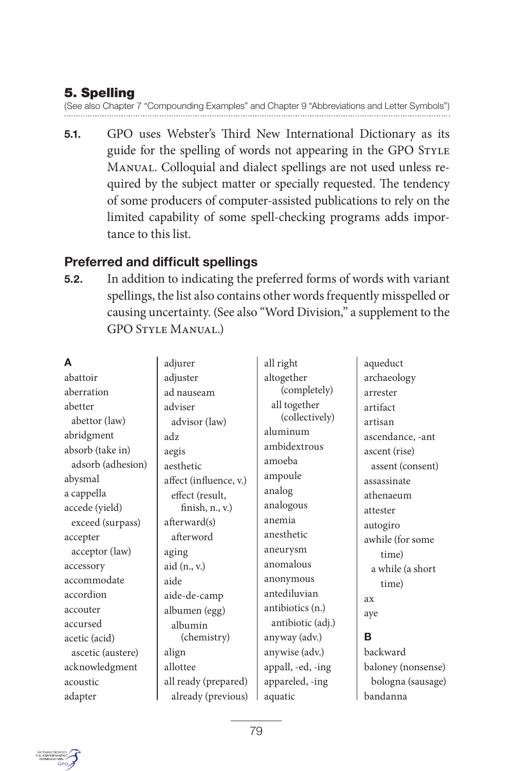## 5. Spelling

(See also Chapter 7 "Compounding Examples" and Chapter 9 "Abbreviations and Letter Symbols")

**5.1.** GPO uses Webster's Third New International Dictionary as its guide for the spelling of words not appearing in the GPO Style Manual. Colloquial and dialect spellings are not used unless required by the subject matter or specially requested. The tendency of some producers of computer-assisted publications to rely on the limited capability of some spell-checking programs adds importance to this list.

### Preferred and difficult spellings

**5.2.** In addition to indicating the preferred forms of words with variant spellings, the list also contains other words frequently misspelled or causing uncertainty. (See also "Word Division," a supplement to the GPO Style Manual.)

**A**

abattoir
aberration
abetter
  abettor (law)
abridgment
absorb (take in)
  adsorb (adhesion)
abysmal
a cappella
accede (yield)
  exceed (surpass)
accepter
  acceptor (law)
accessory
accommodate
accordion
accouter
accursed
acetic (acid)
  ascetic (austere)
acknowledgment
acoustic
adapter
adjurer
adjuster
ad nauseam
adviser
  advisor (law)
adz
aegis
aesthetic
affect (influence, v.)
  effect (result, finish, n., v.)
afterward(s)
  afterword
aging
aid (n., v.)
aide
aide-de-camp
albumen (egg)
  albumin (chemistry)
align
allottee
all ready (prepared)
  already (previous)
all right
altogether (completely)
  all together (collectively)
aluminum
ambidextrous
amoeba
ampoule
analog
analogous
anemia
anesthetic
aneurysm
anomalous
anonymous
antediluvian
antibiotics (n.)
  antibiotic (adj.)
anyway (adv.)
anywise (adv.)
appall, -ed, -ing
appareled, -ing
aquatic
aqueduct
archaeology
arrester
artifact
artisan
ascendance, -ant
ascent (rise)
  assent (consent)
assassinate
athenaeum
attester
autogiro
awhile (for some time)
  a while (a short time)
ax
aye

**B**

backward
baloney (nonsense)
  bologna (sausage)
bandanna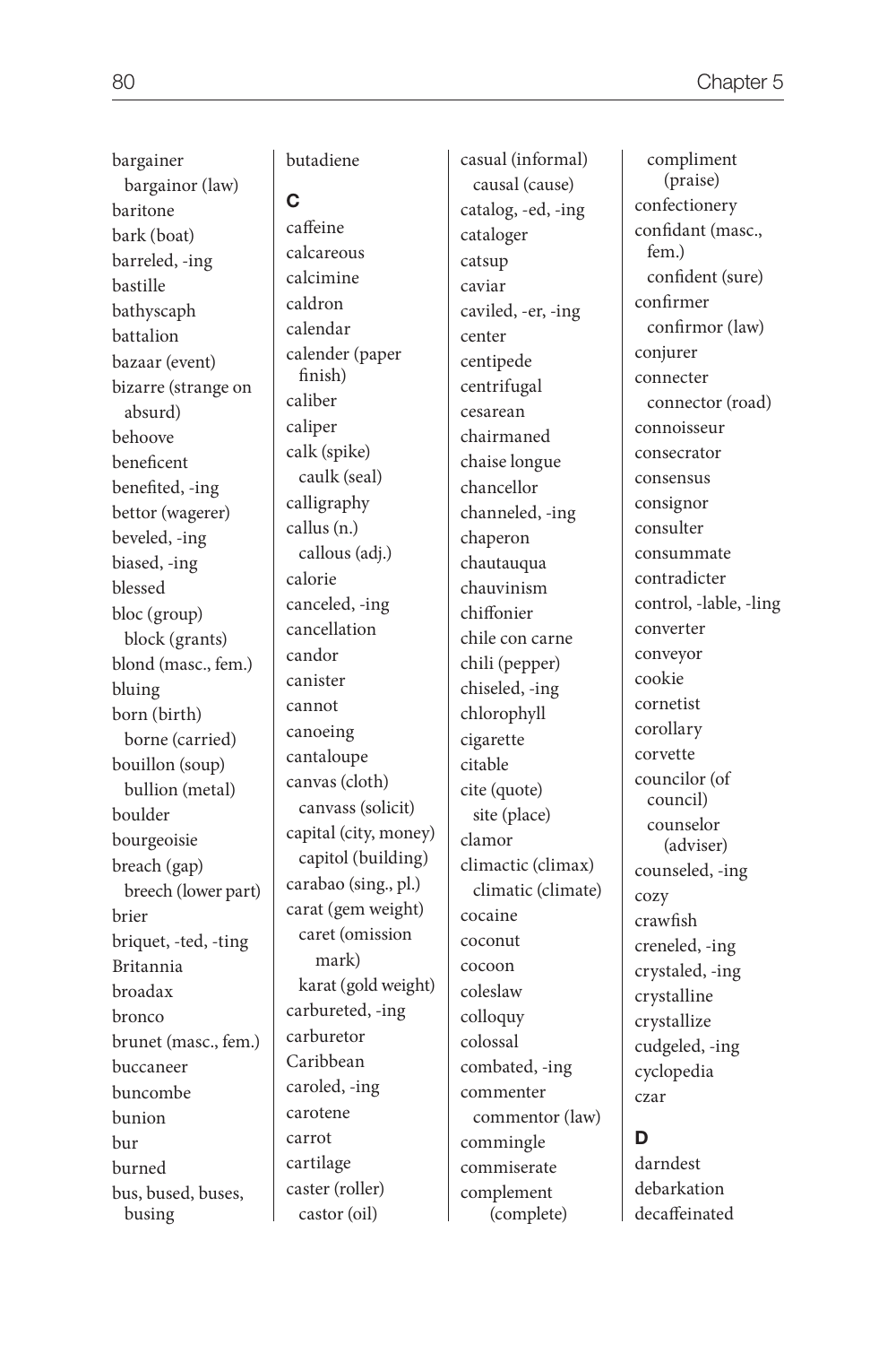bargainer
  bargainor (law)
baritone
bark (boat)
barreled, -ing
bastille
bathyscaph
battalion
bazaar (event)
bizarre (strange on absurd)
behoove
beneficent
benefited, -ing
bettor (wagerer)
beveled, -ing
biased, -ing
blessed
bloc (group)
  block (grants)
blond (masc., fem.)
bluing
born (birth)
  borne (carried)
bouillon (soup)
  bullion (metal)
boulder
bourgeoisie
breach (gap)
  breech (lower part)
brier
briquet, -ted, -ting
Britannia
broadax
bronco
brunet (masc., fem.)
buccaneer
buncombe
bunion
bur
burned
bus, bused, buses, busing
butadiene

**C**

caffeine
calcareous
calcimine
caldron
calendar
calender (paper finish)
caliber
caliper
calk (spike)
  caulk (seal)
calligraphy
callus (n.)
  callous (adj.)
calorie
canceled, -ing
cancellation
candor
canister
cannot
canoeing
cantaloupe
canvas (cloth)
  canvass (solicit)
capital (city, money)
  capitol (building)
carabao (sing., pl.)
carat (gem weight)
  caret (omission mark)
  karat (gold weight)
carbureted, -ing
carburetor
Caribbean
caroled, -ing
carotene
carrot
cartilage
caster (roller)
  castor (oil)
casual (informal)
  causal (cause)
catalog, -ed, -ing
cataloger
catsup
caviar
caviled, -er, -ing
center
centipede
centrifugal
cesarean
chairmaned
chaise longue
chancellor
channeled, -ing
chaperon
chautauqua
chauvinism
chiffonier
chile con carne
chili (pepper)
chiseled, -ing
chlorophyll
cigarette
citable
cite (quote)
  site (place)
clamor
climactic (climax)
  climatic (climate)
cocaine
coconut
cocoon
coleslaw
colloquy
colossal
combated, -ing
commenter
  commentor (law)
commingle
commiserate
complement (complete)
  compliment (praise)
confectionery
confidant (masc., fem.)
  confident (sure)
confirmer
  confirmor (law)
conjurer
connecter
  connector (road)
connoisseur
consecrator
consensus
consignor
consulter
consummate
contradicter
control, -lable, -ling
converter
conveyor
cookie
cornetist
corollary
corvette
councilor (of council)
  counselor (adviser)
counseled, -ing
cozy
crawfish
creneled, -ing
crystaled, -ing
crystalline
crystallize
cudgeled, -ing
cyclopedia
czar

**D**

darndest
debarkation
decaffeinated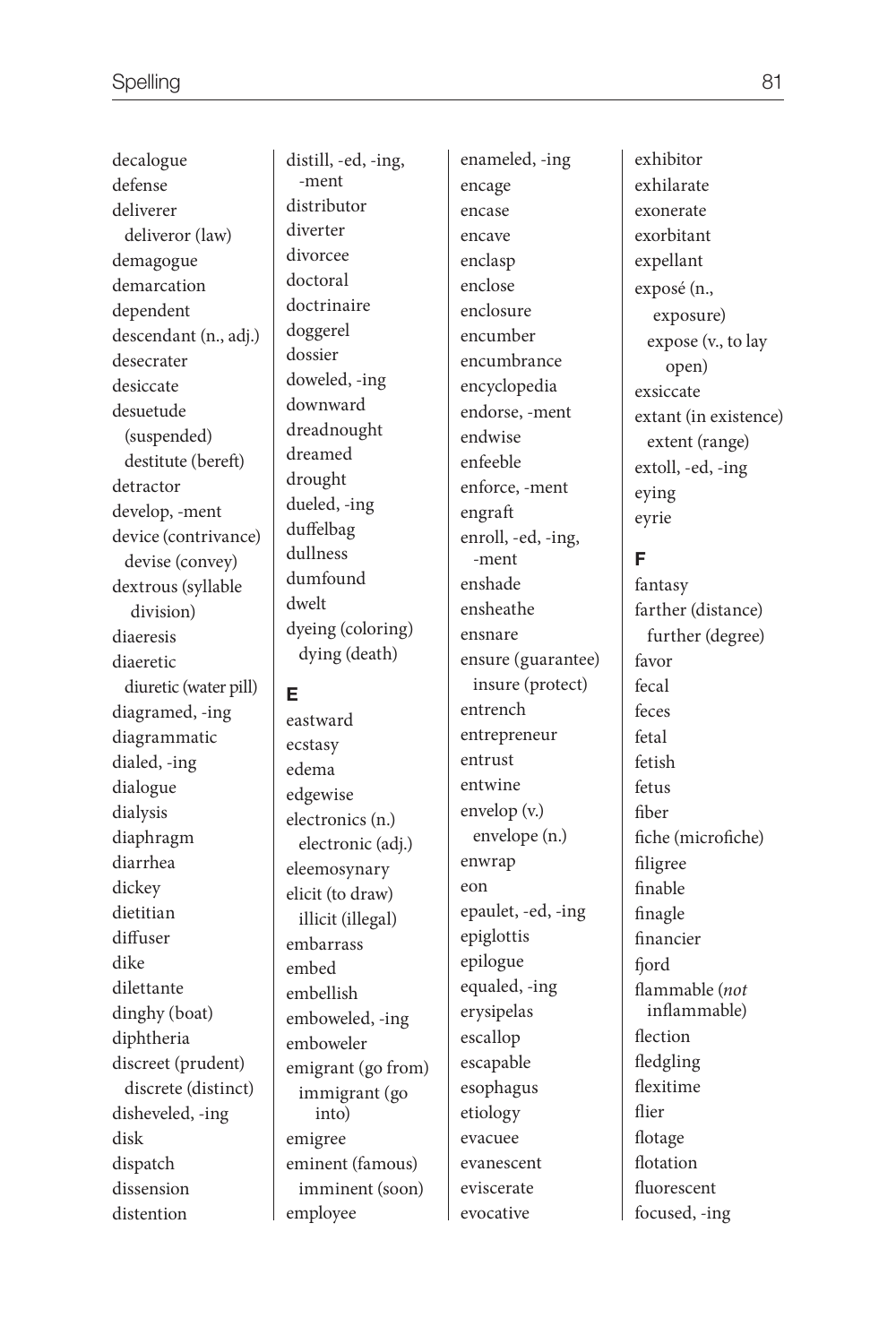decalogue
defense
deliverer
  deliveror (law)
demagogue
demarcation
dependent
descendant (n., adj.)
desecrater
desiccate
desuetude (suspended)
  destitute (bereft)
detractor
develop, -ment
device (contrivance)
  devise (convey)
dextrous (syllable division)
diaeresis
diaeretic
  diuretic (water pill)
diagramed, -ing
diagrammatic
dialed, -ing
dialogue
dialysis
diaphragm
diarrhea
dickey
dietitian
diffuser
dike
dilettante
dinghy (boat)
diphtheria
discreet (prudent)
  discrete (distinct)
disheveled, -ing
disk
dispatch
dissension
distention
distill, -ed, -ing, -ment
distributor
diverter
divorcee
doctoral
doctrinaire
doggerel
dossier
doweled, -ing
downward
dreadnought
dreamed
drought
dueled, -ing
duffelbag
dullness
dumfound
dwelt
dyeing (coloring)
  dying (death)

**E**

eastward
ecstasy
edema
edgewise
electronics (n.)
  electronic (adj.)
eleemosynary
elicit (to draw)
  illicit (illegal)
embarrass
embed
embellish
emboweled, -ing
emboweler
emigrant (go from)
  immigrant (go into)
emigree
eminent (famous)
  imminent (soon)
employee
enameled, -ing
encage
encase
encave
enclasp
enclose
enclosure
encumber
encumbrance
encyclopedia
endorse, -ment
endwise
enfeeble
enforce, -ment
engraft
enroll, -ed, -ing, -ment
enshade
ensheathe
ensnare
ensure (guarantee)
  insure (protect)
entrench
entrepreneur
entrust
entwine
envelop (v.)
  envelope (n.)
enwrap
eon
epaulet, -ed, -ing
epiglottis
epilogue
equaled, -ing
erysipelas
escallop
escapable
esophagus
etiology
evacuee
evanescent
eviscerate
evocative
exhibitor
exhilarate
exonerate
exorbitant
expellant
exposé (n., exposure)
  expose (v., to lay open)
exsiccate
extant (in existence)
  extent (range)
extoll, -ed, -ing
eying
eyrie

**F**

fantasy
farther (distance)
  further (degree)
favor
fecal
feces
fetal
fetish
fetus
fiber
fiche (microfiche)
filigree
finable
finagle
financier
fjord
flammable (*not* inflammable)
flection
fledgling
flexitime
flier
flotage
flotation
fluorescent
focused, -ing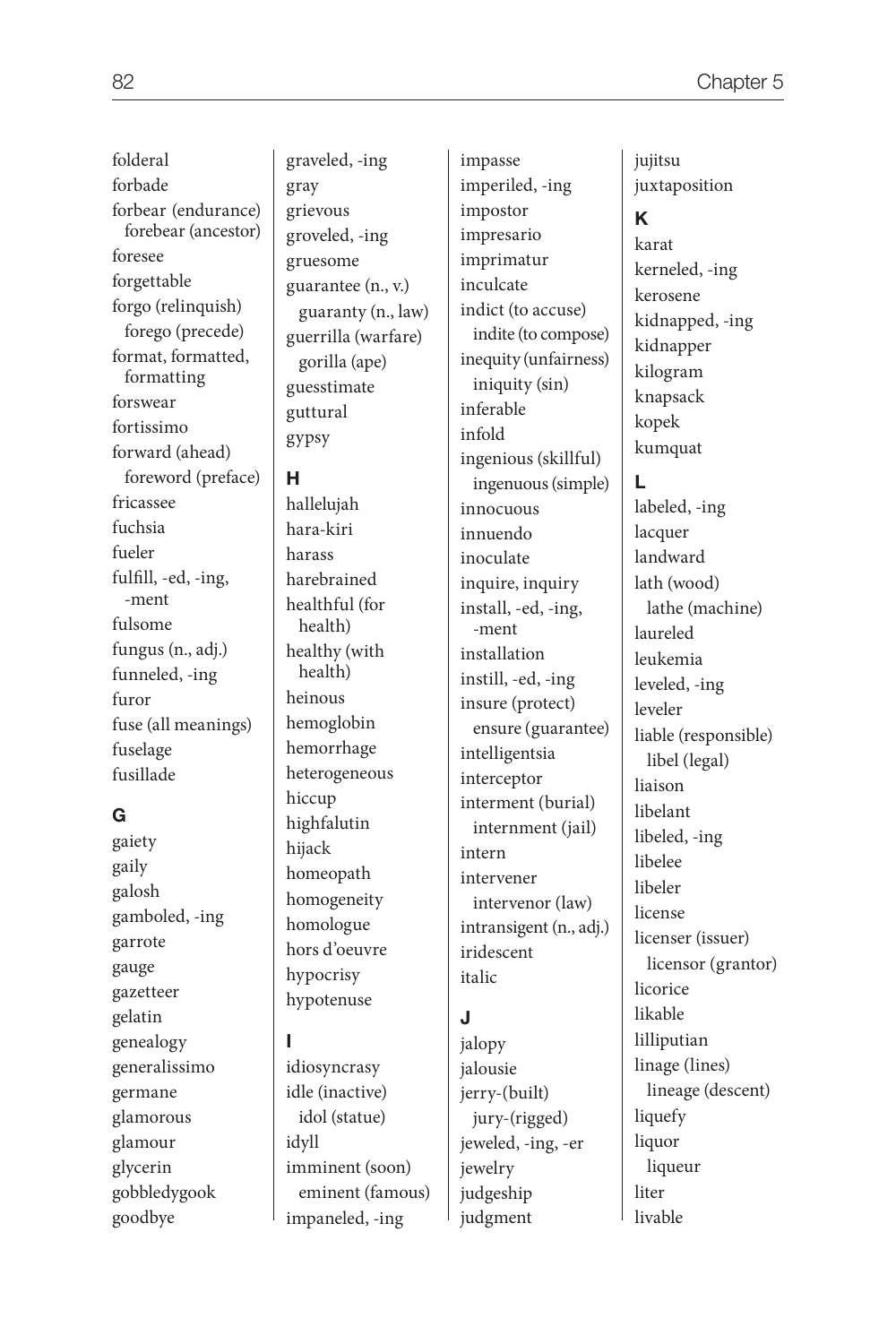folderal
forbade
forbear (endurance)
  forebear (ancestor)
foresee
forgettable
forgo (relinquish)
  forego (precede)
format, formatted, formatting
forswear
fortissimo
forward (ahead)
  foreword (preface)
fricassee
fuchsia
fueler
fulfill, -ed, -ing, -ment
fulsome
fungus (n., adj.)
funneled, -ing
furor
fuse (all meanings)
fuselage
fusillade

**G**

gaiety
gaily
galosh
gamboled, -ing
garrote
gauge
gazetteer
gelatin
genealogy
generalissimo
germane
glamorous
glamour
glycerin
gobbledygook
goodbye
graveled, -ing
gray
grievous
groveled, -ing
gruesome
guarantee (n., v.)
  guaranty (n., law)
guerrilla (warfare)
  gorilla (ape)
guesstimate
guttural
gypsy

**H**

hallelujah
hara-kiri
harass
harebrained
healthful (for health)
healthy (with health)
heinous
hemoglobin
hemorrhage
heterogeneous
hiccup
highfalutin
hijack
homeopath
homogeneity
homologue
hors d'oeuvre
hypocrisy
hypotenuse

**I**

idiosyncrasy
idle (inactive)
  idol (statue)
idyll
imminent (soon)
  eminent (famous)
impaneled, -ing
impasse
imperiled, -ing
impostor
impresario
imprimatur
inculcate
indict (to accuse)
  indite (to compose)
inequity (unfairness)
  iniquity (sin)
inferable
infold
ingenious (skillful)
  ingenuous (simple)
innocuous
innuendo
inoculate
inquire, inquiry
install, -ed, -ing, -ment
installation
instill, -ed, -ing
insure (protect)
  ensure (guarantee)
intelligentsia
interceptor
interment (burial)
  internment (jail)
intern
intervener
  intervenor (law)
intransigent (n., adj.)
iridescent
italic

**J**

jalopy
jalousie
jerry-(built)
  jury-(rigged)
jeweled, -ing, -er
jewelry
judgeship
judgment
jujitsu
juxtaposition

**K**

karat
kerneled, -ing
kerosene
kidnapped, -ing
kidnapper
kilogram
knapsack
kopek
kumquat

**L**

labeled, -ing
lacquer
landward
lath (wood)
  lathe (machine)
laureled
leukemia
leveled, -ing
leveler
liable (responsible)
  libel (legal)
liaison
libelant
libeled, -ing
libelee
libeler
license
licenser (issuer)
  licensor (grantor)
licorice
likable
lilliputian
linage (lines)
  lineage (descent)
liquefy
liquor
  liqueur
liter
livable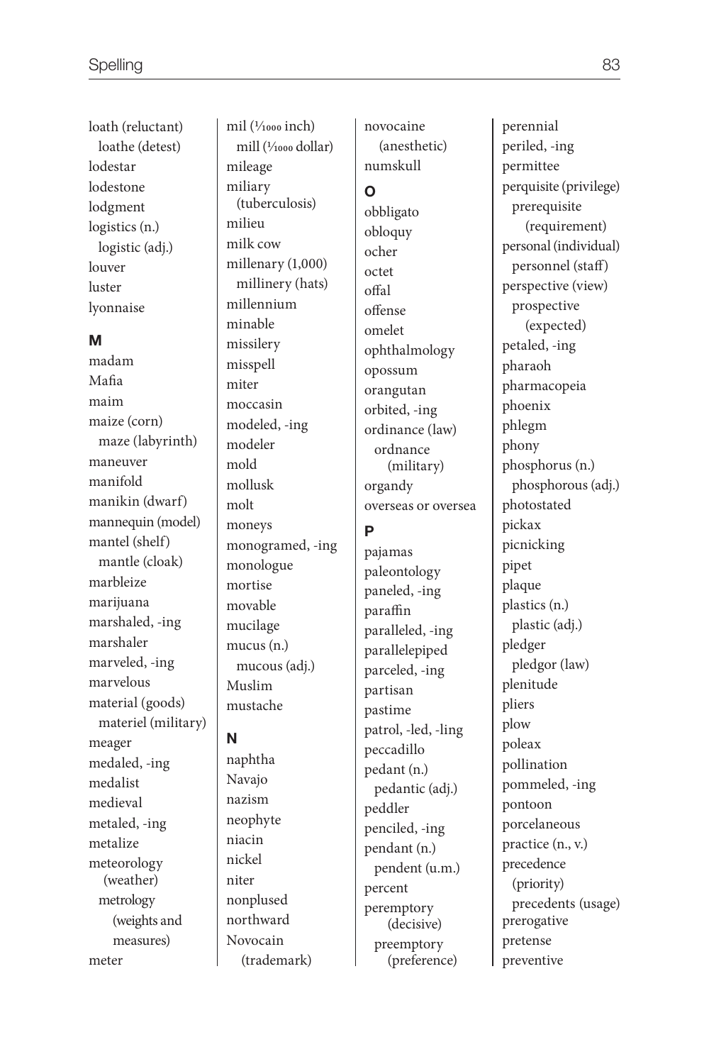loath (reluctant)
  loathe (detest)
lodestar
lodestone
lodgment
logistics (n.)
  logistic (adj.)
louver
luster
lyonnaise

### M

madam
Mafia
maim
maize (corn)
  maze (labyrinth)
maneuver
manifold
manikin (dwarf)
mannequin (model)
mantel (shelf)
  mantle (cloak)
marbleize
marijuana
marshaled, -ing
marshaler
marveled, -ing
marvelous
material (goods)
  materiel (military)
meager
medaled, -ing
medalist
medieval
metaled, -ing
metalize
meteorology (weather)
  metrology (weights and measures)
meter
mil (1⁄1000 inch)
  mill (1⁄1000 dollar)
mileage
miliary (tuberculosis)
milieu
milk cow
millenary (1,000)
  millinery (hats)
millennium
minable
missilery
misspell
miter
moccasin
modeled, -ing
modeler
mold
mollusk
molt
moneys
monogramed, -ing
monologue
mortise
movable
mucilage
mucus (n.)
  mucous (adj.)
Muslim
mustache

### N

naphtha
Navajo
nazism
neophyte
niacin
nickel
niter
nonplused
northward
Novocain (trademark)
novocaine (anesthetic)
numskull

### O

obbligato
obloquy
ocher
octet
offal
offense
omelet
ophthalmology
opossum
orangutan
orbited, -ing
ordinance (law)
  ordnance (military)
organdy
overseas or oversea

### P

pajamas
paleontology
paneled, -ing
paraffin
paralleled, -ing
parallelepiped
parceled, -ing
partisan
pastime
patrol, -led, -ling
peccadillo
pedant (n.)
  pedantic (adj.)
peddler
penciled, -ing
pendant (n.)
  pendent (u.m.)
percent
peremptory (decisive)
  preemptory (preference)
perennial
periled, -ing
permittee
perquisite (privilege)
  prerequisite (requirement)
personal (individual)
  personnel (staff)
perspective (view)
  prospective (expected)
petaled, -ing
pharaoh
pharmacopeia
phoenix
phlegm
phony
phosphorus (n.)
  phosphorous (adj.)
photostated
pickax
picnicking
pipet
plaque
plastics (n.)
  plastic (adj.)
pledger
  pledgor (law)
plenitude
pliers
plow
poleax
pollination
pommeled, -ing
pontoon
porcelaneous
practice (n., v.)
precedence (priority)
  precedents (usage)
prerogative
pretense
preventive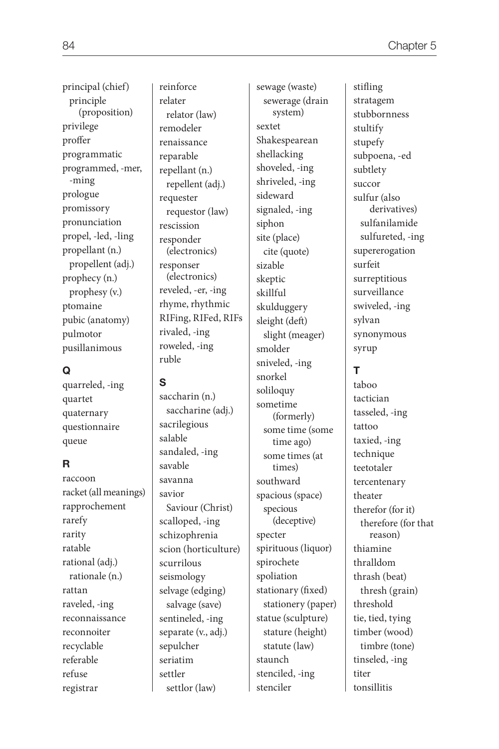principal (chief)
  principle (proposition)
privilege
proffer
programmatic
programmed, -mer, -ming
prologue
promissory
pronunciation
propel, -led, -ling
propellant (n.)
  propellent (adj.)
prophecy (n.)
  prophesy (v.)
ptomaine
pubic (anatomy)
pulmotor
pusillanimous

### Q

quarreled, -ing
quartet
quaternary
questionnaire
queue

### R

raccoon
racket (all meanings)
rapprochement
rarefy
rarity
ratable
rational (adj.)
  rationale (n.)
rattan
raveled, -ing
reconnaissance
reconnoiter
recyclable
referable
refuse
registrar
reinforce
relater
  relator (law)
remodeler
renaissance
reparable
repellant (n.)
  repellent (adj.)
requester
  requestor (law)
rescission
responder (electronics)
responser (electronics)
reveled, -er, -ing
rhyme, rhythmic
RIFing, RIFed, RIFs
rivaled, -ing
roweled, -ing
ruble

### S

saccharin (n.)
  saccharine (adj.)
sacrilegious
salable
sandaled, -ing
savable
savanna
savior
  Saviour (Christ)
scalloped, -ing
schizophrenia
scion (horticulture)
scurrilous
seismology
selvage (edging)
  salvage (save)
sentineled, -ing
separate (v., adj.)
sepulcher
seriatim
settler
  settlor (law)
sewage (waste)
  sewerage (drain system)
sextet
Shakespearean
shellacking
shoveled, -ing
shriveled, -ing
sideward
signaled, -ing
siphon
site (place)
  cite (quote)
sizable
skeptic
skillful
skulduggery
sleight (deft)
  slight (meager)
smolder
sniveled, -ing
snorkel
soliloquy
sometime (formerly)
  some time (some time ago)
  some times (at times)
southward
spacious (space)
  specious (deceptive)
specter
spirituous (liquor)
spirochete
spoliation
stationary (fixed)
  stationery (paper)
statue (sculpture)
  stature (height)
  statute (law)
staunch
stenciled, -ing
stenciler
stifling
stratagem
stubbornness
stultify
stupefy
subpoena, -ed
subtlety
succor
sulfur (also derivatives)
  sulfanilamide
  sulfureted, -ing
supererogation
surfeit
surreptitious
surveillance
swiveled, -ing
sylvan
synonymous
syrup

### T

taboo
tactician
tasseled, -ing
tattoo
taxied, -ing
technique
teetotaler
tercentenary
theater
therefor (for it)
  therefore (for that reason)
thiamine
thralldom
thrash (beat)
  thresh (grain)
threshold
tie, tied, tying
timber (wood)
  timbre (tone)
tinseled, -ing
titer
tonsillitis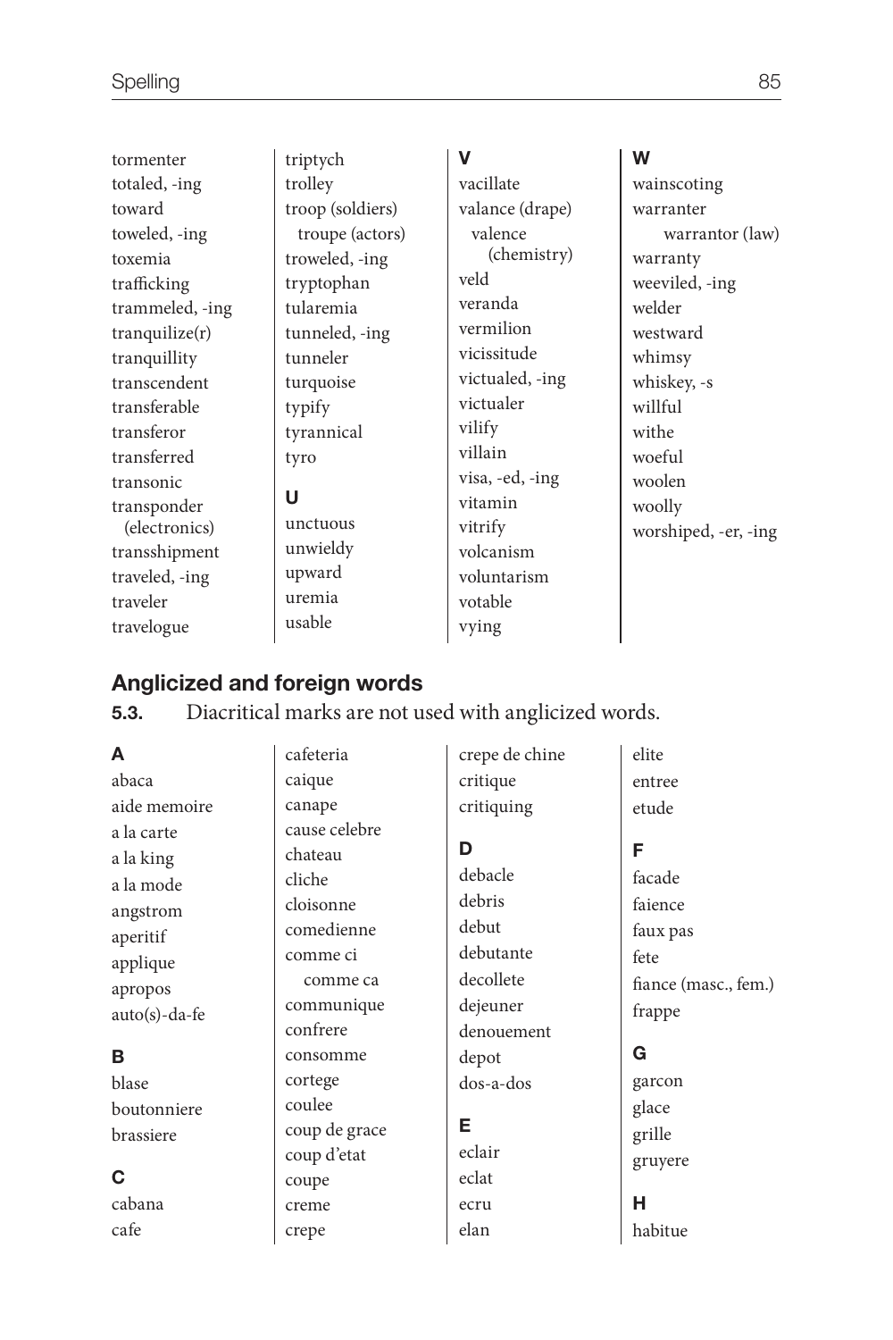tormenter
totaled, -ing
toward
toweled, -ing
toxemia
trafficking
trammeled, -ing
tranquilize(r)
tranquillity
transcendent
transferable
transferor
transferred
transonic
transponder (electronics)
transshipment
traveled, -ing
traveler
travelogue
triptych
trolley
troop (soldiers)
  troupe (actors)
troweled, -ing
tryptophan
tularemia
tunneled, -ing
tunneler
turquoise
typify
tyrannical
tyro

**U**

unctuous
unwieldy
upward
uremia
usable

**V**

vacillate
valance (drape)
  valence (chemistry)
veld
veranda
vermilion
vicissitude
victualed, -ing
victualer
vilify
villain
visa, -ed, -ing
vitamin
vitrify
volcanism
voluntarism
votable
vying

**W**

wainscoting
warranter
  warrantor (law)
warranty
weeviled, -ing
welder
westward
whimsy
whiskey, -s
willful
withe
woeful
woolen
woolly
worshiped, -er, -ing

## Anglicized and foreign words

**5.3.** Diacritical marks are not used with anglicized words.

**A**

abaca
aide memoire
a la carte
a la king
a la mode
angstrom
aperitif
applique
apropos
auto(s)-da-fe

**B**

blase
boutonniere
brassiere

**C**

cabana
cafe
cafeteria
caique
canape
cause celebre
chateau
cliche
cloisonne
comedienne
comme ci
  comme ca
communique
confrere
consomme
cortege
coulee
coup de grace
coup d'etat
coupe
creme
crepe
crepe de chine
critique
critiquing

**D**

debacle
debris
debut
debutante
decollete
dejeuner
denouement
depot
dos-a-dos

**E**

eclair
eclat
ecru
elan
elite
entree
etude

**F**

facade
faience
faux pas
fete
fiance (masc., fem.)
frappe

**G**

garcon
glace
grille
gruyere

**H**

habitue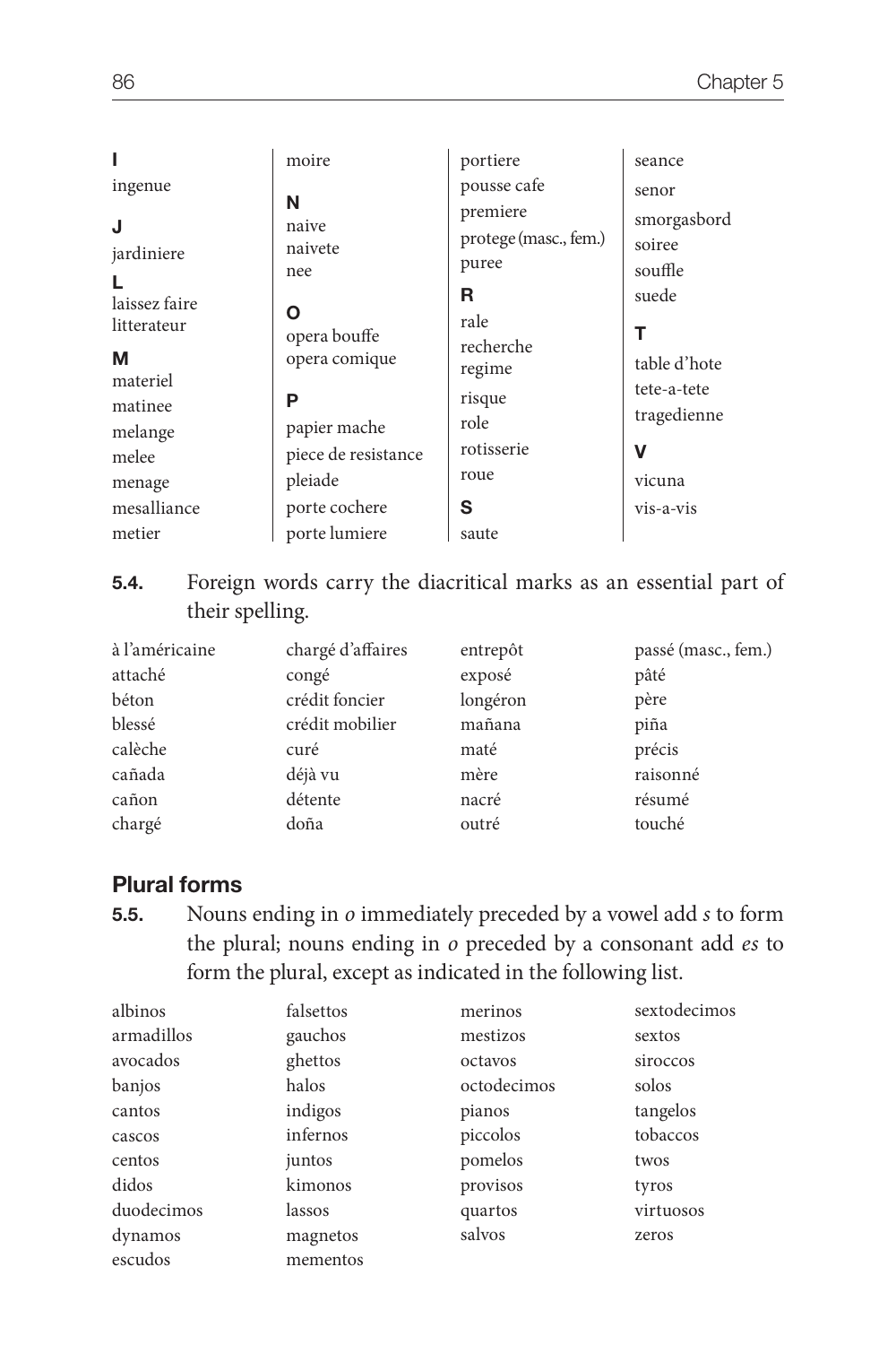**I**
ingenue

**J**
jardiniere

**L**
laissez faire
litterateur

**M**
materiel
matinee
melange
melee
menage
mesalliance
metier
moire

**N**
naive
naivete
nee

**O**
opera bouffe
opera comique

**P**
papier mache
piece de resistance
pleiade
porte cochere
porte lumiere
portiere
pousse cafe
premiere
protege (masc., fem.)
puree

**R**
rale
recherche
regime
risque
role
rotisserie
roue

**S**
saute
seance
senor
smorgasbord
soiree
souffle
suede

**T**
table d'hote
tete-a-tete
tragedienne

**V**
vicuna
vis-a-vis

**5.4.** Foreign words carry the diacritical marks as an essential part of their spelling.

à l'américaine
attaché
béton
blessé
calèche
cañada
cañon
chargé
chargé d'affaires
congé
crédit foncier
crédit mobilier
curé
déjà vu
détente
doña
entrepôt
exposé
longéron
mañana
maté
mère
nacré
outré
passé (masc., fem.)
pâté
père
piña
précis
raisonné
résumé
touché

## Plural forms

**5.5.** Nouns ending in *o* immediately preceded by a vowel add *s* to form the plural; nouns ending in *o* preceded by a consonant add *es* to form the plural, except as indicated in the following list.

albinos
armadillos
avocados
banjos
cantos
cascos
centos
didos
duodecimos
dynamos
escudos
falsettos
gauchos
ghettos
halos
indigos
infernos
juntos
kimonos
lassos
magnetos
mementos
merinos
mestizos
octavos
octodecimos
pianos
piccolos
pomelos
provisos
quartos
salvos
sextodecimos
sextos
siroccos
solos
tangelos
tobaccos
twos
tyros
virtuosos
zeros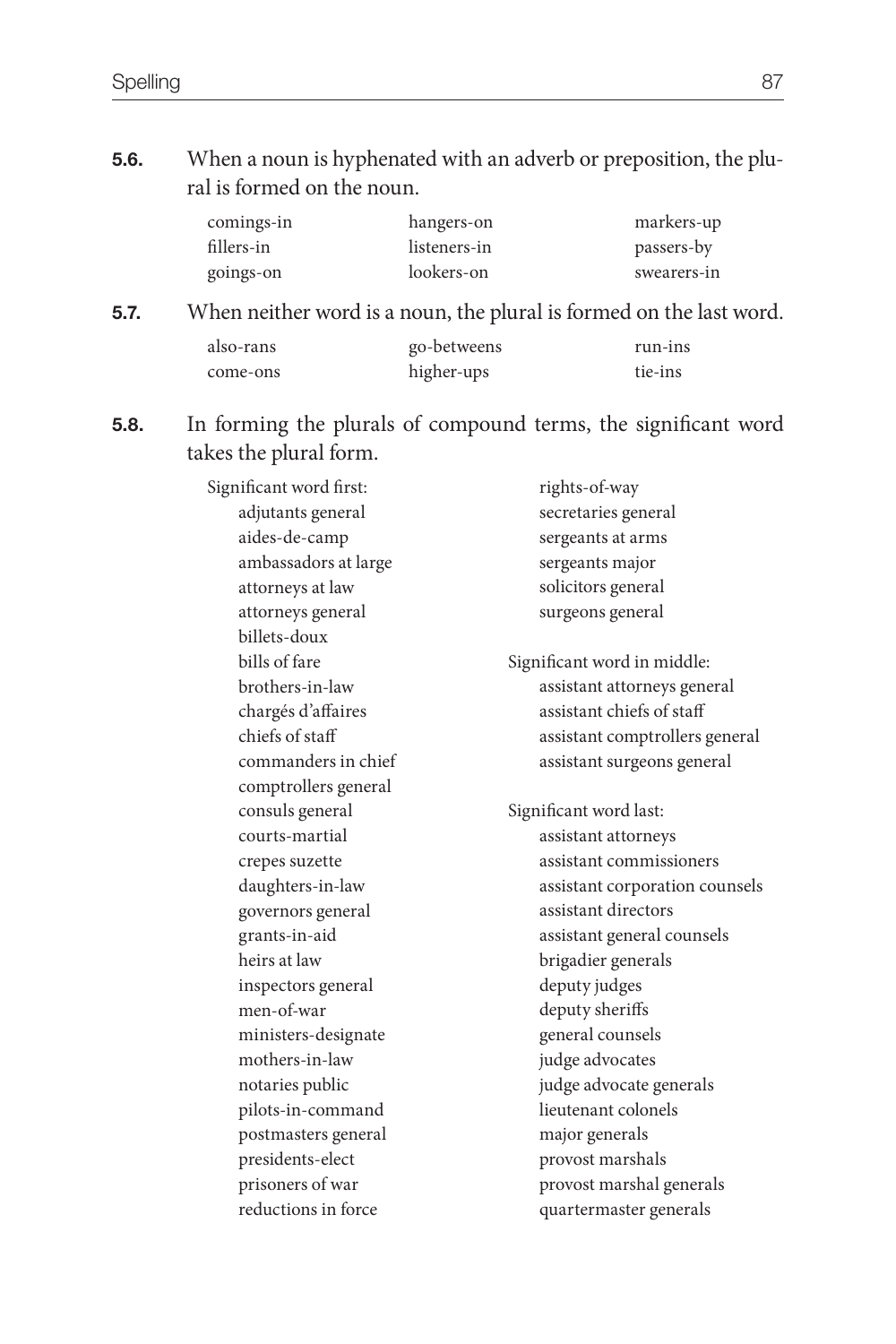**5.6.** When a noun is hyphenated with an adverb or preposition, the plural is formed on the noun.

| | | |
|---|---|---|
| comings-in | hangers-on | markers-up |
| fillers-in | listeners-in | passers-by |
| goings-on | lookers-on | swearers-in |

**5.7.** When neither word is a noun, the plural is formed on the last word.

| | | |
|---|---|---|
| also-rans | go-betweens | run-ins |
| come-ons | higher-ups | tie-ins |

**5.8.** In forming the plurals of compound terms, the significant word takes the plural form.

Significant word first:

- adjutants general
- aides-de-camp
- ambassadors at large
- attorneys at law
- attorneys general
- billets-doux
- bills of fare
- brothers-in-law
- chargés d'affaires
- chiefs of staff
- commanders in chief
- comptrollers general
- consuls general
- courts-martial
- crepes suzette
- daughters-in-law
- governors general
- grants-in-aid
- heirs at law
- inspectors general
- men-of-war
- ministers-designate
- mothers-in-law
- notaries public
- pilots-in-command
- postmasters general
- presidents-elect
- prisoners of war
- reductions in force
- rights-of-way
- secretaries general
- sergeants at arms
- sergeants major
- solicitors general
- surgeons general

Significant word in middle:

- assistant attorneys general
- assistant chiefs of staff
- assistant comptrollers general
- assistant surgeons general

Significant word last:

- assistant attorneys
- assistant commissioners
- assistant corporation counsels
- assistant directors
- assistant general counsels
- brigadier generals
- deputy judges
- deputy sheriffs
- general counsels
- judge advocates
- judge advocate generals
- lieutenant colonels
- major generals
- provost marshals
- provost marshal generals
- quartermaster generals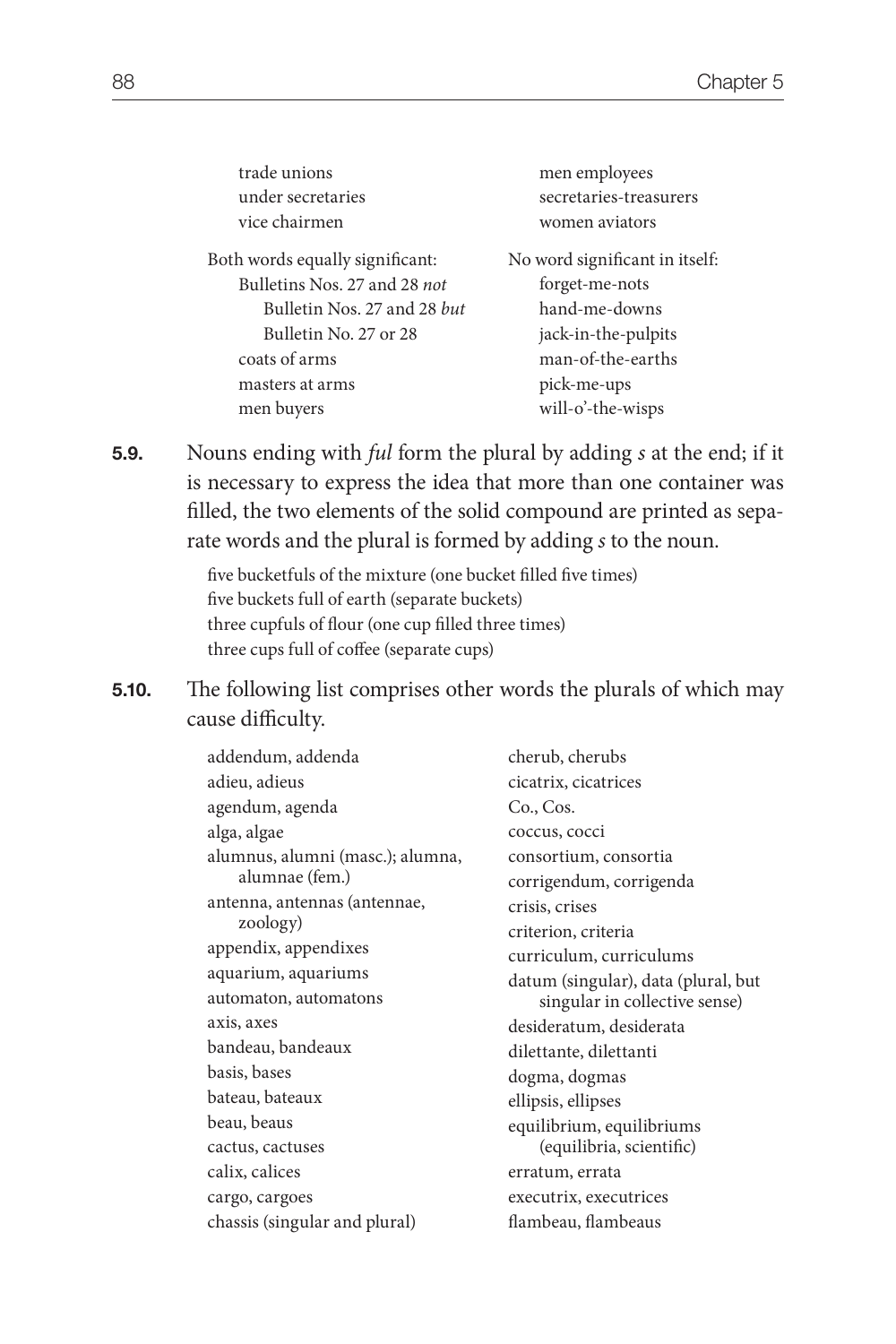trade unions
under secretaries
vice chairmen

men employees
secretaries-treasurers
women aviators

Both words equally significant:

Bulletins Nos. 27 and 28 *not*
Bulletin Nos. 27 and 28 *but*
Bulletin No. 27 or 28
coats of arms
masters at arms
men buyers

No word significant in itself:

forget-me-nots
hand-me-downs
jack-in-the-pulpits
man-of-the-earths
pick-me-ups
will-o'-the-wisps

**5.9.** Nouns ending with *ful* form the plural by adding *s* at the end; if it is necessary to express the idea that more than one container was filled, the two elements of the solid compound are printed as separate words and the plural is formed by adding *s* to the noun.

five bucketfuls of the mixture (one bucket filled five times)
five buckets full of earth (separate buckets)
three cupfuls of flour (one cup filled three times)
three cups full of coffee (separate cups)

**5.10.** The following list comprises other words the plurals of which may cause difficulty.

addendum, addenda
adieu, adieus
agendum, agenda
alga, algae
alumnus, alumni (masc.); alumna, alumnae (fem.)
antenna, antennas (antennae, zoology)
appendix, appendixes
aquarium, aquariums
automaton, automatons
axis, axes
bandeau, bandeaux
basis, bases
bateau, bateaux
beau, beaus
cactus, cactuses
calix, calices
cargo, cargoes
chassis (singular and plural)
cherub, cherubs
cicatrix, cicatrices
Co., Cos.
coccus, cocci
consortium, consortia
corrigendum, corrigenda
crisis, crises
criterion, criteria
curriculum, curriculums
datum (singular), data (plural, but singular in collective sense)
desideratum, desiderata
dilettante, dilettanti
dogma, dogmas
ellipsis, ellipses
equilibrium, equilibriums (equilibria, scientific)
erratum, errata
executrix, executrices
flambeau, flambeaus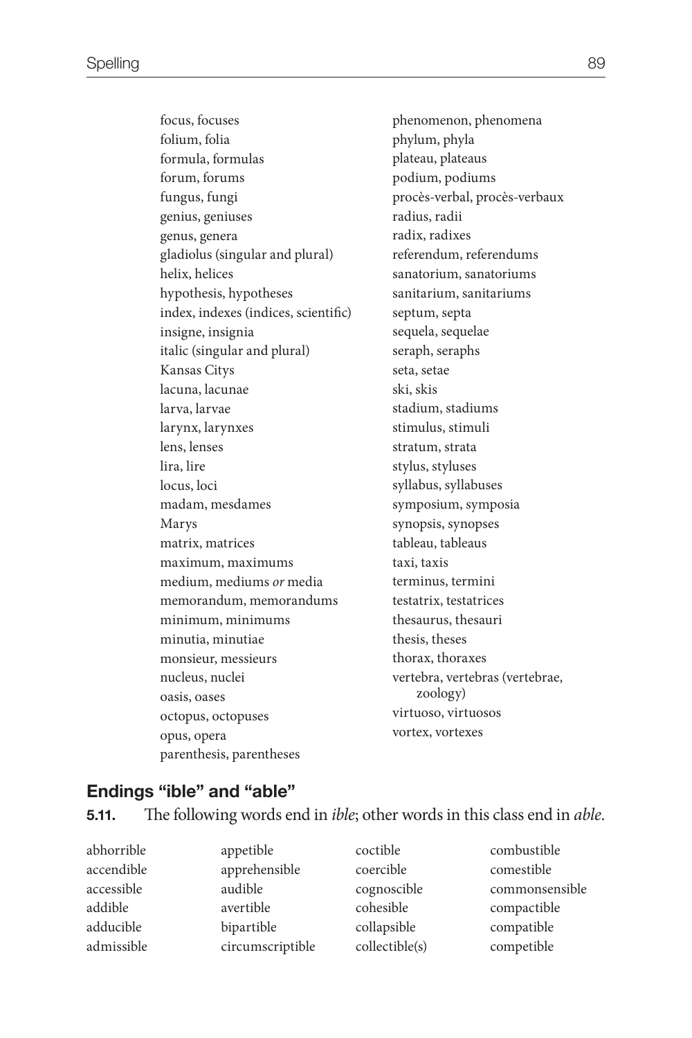focus, focuses
folium, folia
formula, formulas
forum, forums
fungus, fungi
genius, geniuses
genus, genera
gladiolus (singular and plural)
helix, helices
hypothesis, hypotheses
index, indexes (indices, scientific)
insigne, insignia
italic (singular and plural)
Kansas Citys
lacuna, lacunae
larva, larvae
larynx, larynxes
lens, lenses
lira, lire
locus, loci
madam, mesdames
Marys
matrix, matrices
maximum, maximums
medium, mediums *or* media
memorandum, memorandums
minimum, minimums
minutia, minutiae
monsieur, messieurs
nucleus, nuclei
oasis, oases
octopus, octopuses
opus, opera
parenthesis, parentheses
phenomenon, phenomena
phylum, phyla
plateau, plateaus
podium, podiums
procès-verbal, procès-verbaux
radius, radii
radix, radixes
referendum, referendums
sanatorium, sanatoriums
sanitarium, sanitariums
septum, septa
sequela, sequelae
seraph, seraphs
seta, setae
ski, skis
stadium, stadiums
stimulus, stimuli
stratum, strata
stylus, styluses
syllabus, syllabuses
symposium, symposia
synopsis, synopses
tableau, tableaus
taxi, taxis
terminus, termini
testatrix, testatrices
thesaurus, thesauri
thesis, theses
thorax, thoraxes
vertebra, vertebras (vertebrae, zoology)
virtuoso, virtuosos
vortex, vortexes

## Endings "ible" and "able"

**5.11.** The following words end in *ible*; other words in this class end in *able*.

abhorrible
accendible
accessible
addible
adducible
admissible
appetible
apprehensible
audible
avertible
bipartible
circumscriptible
coctible
coercible
cognoscible
cohesible
collapsible
collectible(s)
combustible
comestible
commonsensible
compactible
compatible
competible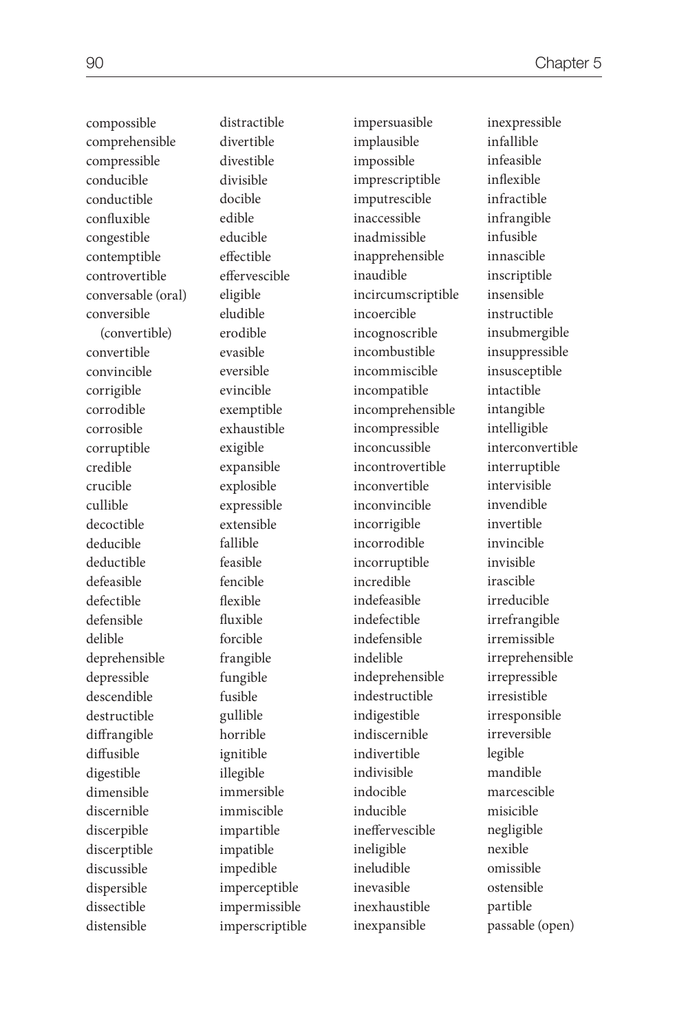compossible
comprehensible
compressible
conducible
conductible
confluxible
congestible
contemptible
controvertible
conversable (oral)
conversible
(convertible)
convertible
convincible
corrigible
corrodible
corrosible
corruptible
credible
crucible
cullible
decoctible
deducible
deductible
defeasible
defectible
defensible
delible
deprehensible
depressible
descendible
destructible
diffrangible
diffusible
digestible
dimensible
discernible
discerpible
discerptible
discussible
dispersible
dissectible
distensible
distractible
divertible
divestible
divisible
docible
edible
educible
effectible
effervescible
eligible
eludible
erodible
evasible
eversible
evincible
exemptible
exhaustible
exigible
expansible
explosible
expressible
extensible
fallible
feasible
fencible
flexible
fluxible
forcible
frangible
fungible
fusible
gullible
horrible
ignitible
illegible
immersible
immiscible
impartible
impatible
impedible
imperceptible
impermissible
imperscriptible
impersuasible
implausible
impossible
imprescriptible
imputrescible
inaccessible
inadmissible
inapprehensible
inaudible
incircumscriptible
incoercible
incognoscrible
incombustible
incommiscible
incompatible
incomprehensible
incompressible
inconcussible
incontrovertible
inconvertible
inconvincible
incorrigible
incorrodible
incorruptible
incredible
indefeasible
indefectible
indefensible
indelible
indeprehensible
indestructible
indigestible
indiscernible
indivertible
indivisible
indocible
inducible
ineffervescible
ineligible
ineludible
inevasible
inexhaustible
inexpansible
inexpressible
infallible
infeasible
inflexible
infractible
infrangible
infusible
innascible
inscriptible
insensible
instructible
insubmergible
insuppressible
insusceptible
intactible
intangible
intelligible
interconvertible
interruptible
intervisible
invendible
invertible
invincible
invisible
irascible
irreducible
irrefrangible
irremissible
irreprehensible
irrepressible
irresistible
irresponsible
irreversible
legible
mandible
marcescible
misicible
negligible
nexible
omissible
ostensible
partible
passable (open)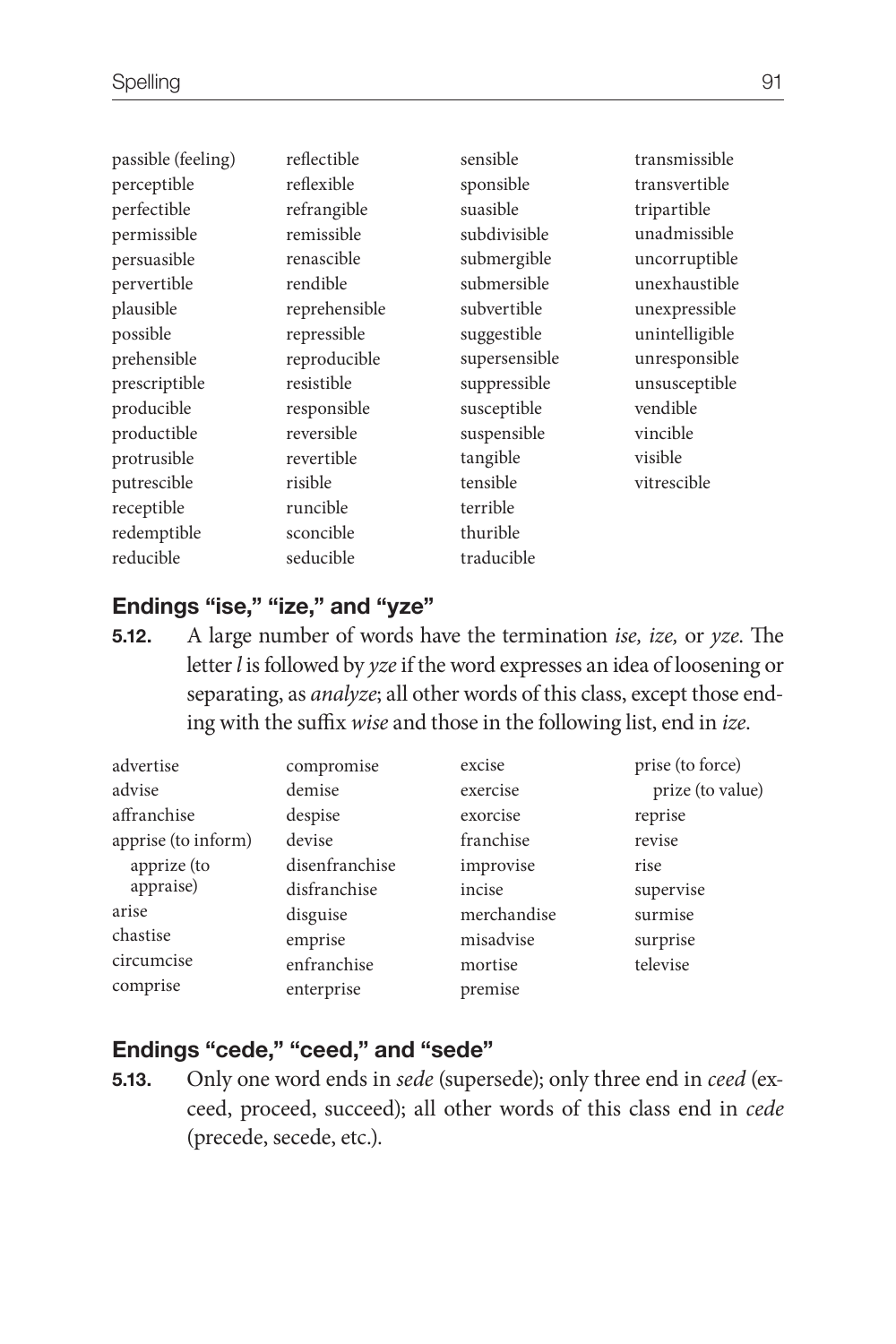passible (feeling)
perceptible
perfectible
permissible
persuasible
pervertible
plausible
possible
prehensible
prescriptible
producible
productible
protrusible
putrescible
receptible
redemptible
reducible
reflectible
reflexible
refrangible
remissible
renascible
rendible
reprehensible
repressible
reproducible
resistible
responsible
reversible
revertible
risible
runcible
sconcible
seducible
sensible
sponsible
suasible
subdivisible
submergible
submersible
subvertible
suggestible
supersensible
suppressible
susceptible
suspensible
tangible
tensible
terrible
thurible
traducible
transmissible
transvertible
tripartible
unadmissible
uncorruptible
unexhaustible
unexpressible
unintelligible
unresponsible
unsusceptible
vendible
vincible
visible
vitrescible

## Endings "ise," "ize," and "yze"

**5.12.** A large number of words have the termination *ise, ize,* or *yze*. The letter *l* is followed by *yze* if the word expresses an idea of loosening or separating, as *analyze*; all other words of this class, except those ending with the suffix *wise* and those in the following list, end in *ize*.

advertise
advise
affranchise
apprise (to inform)
  apprize (to appraise)
arise
chastise
circumcise
comprise
compromise
demise
despise
devise
disenfranchise
disfranchise
disguise
emprise
enfranchise
enterprise
excise
exercise
exorcise
franchise
improvise
incise
merchandise
misadvise
mortise
premise
prise (to force)
  prize (to value)
reprise
revise
rise
supervise
surmise
surprise
televise

## Endings "cede," "ceed," and "sede"

**5.13.** Only one word ends in *sede* (supersede); only three end in *ceed* (exceed, proceed, succeed); all other words of this class end in *cede* (precede, secede, etc.).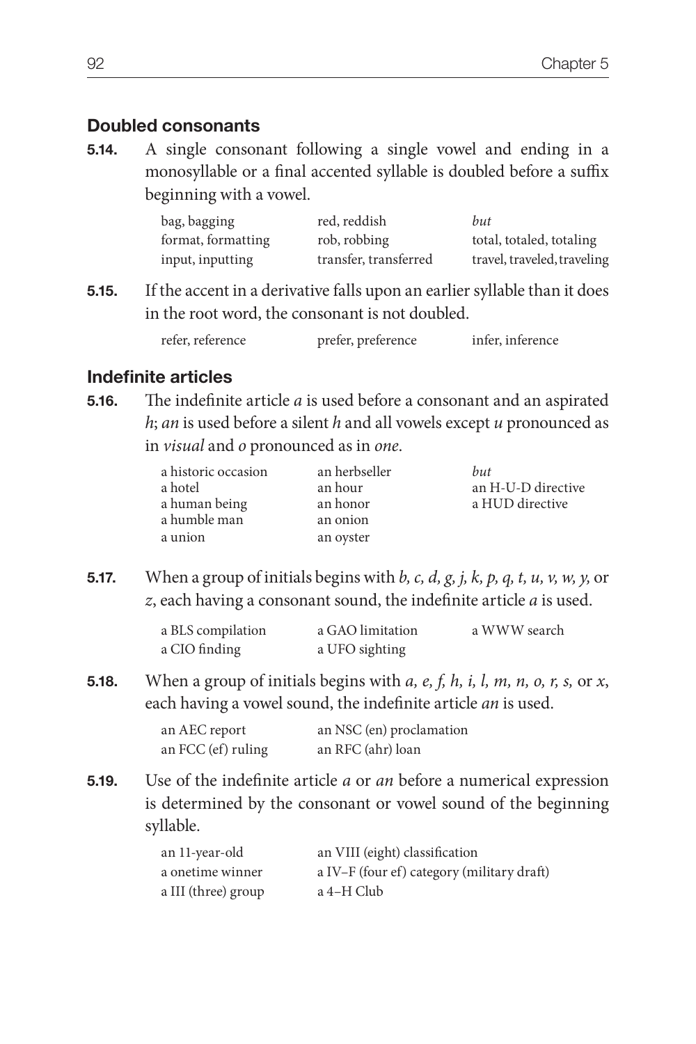## Doubled consonants

**5.14.** A single consonant following a single vowel and ending in a monosyllable or a final accented syllable is doubled before a suffix beginning with a vowel.

| | | |
|---|---|---|
| bag, bagging | red, reddish | *but* |
| format, formatting | rob, robbing | total, totaled, totaling |
| input, inputting | transfer, transferred | travel, traveled, traveling |

**5.15.** If the accent in a derivative falls upon an earlier syllable than it does in the root word, the consonant is not doubled.

| | | |
|---|---|---|
| refer, reference | prefer, preference | infer, inference |

## Indefinite articles

**5.16.** The indefinite article *a* is used before a consonant and an aspirated *h*; *an* is used before a silent *h* and all vowels except *u* pronounced as in *visual* and *o* pronounced as in *one*.

| | | |
|---|---|---|
| a historic occasion | an herbseller | *but* |
| a hotel | an hour | an H-U-D directive |
| a human being | an honor | a HUD directive |
| a humble man | an onion | |
| a union | an oyster | |

**5.17.** When a group of initials begins with *b, c, d, g, j, k, p, q, t, u, v, w, y,* or *z*, each having a consonant sound, the indefinite article *a* is used.

| | | |
|---|---|---|
| a BLS compilation | a GAO limitation | a WWW search |
| a CIO finding | a UFO sighting | |

**5.18.** When a group of initials begins with *a, e, f, h, i, l, m, n, o, r, s,* or *x*, each having a vowel sound, the indefinite article *an* is used.

| | |
|---|---|
| an AEC report | an NSC (en) proclamation |
| an FCC (ef) ruling | an RFC (ahr) loan |

**5.19.** Use of the indefinite article *a* or *an* before a numerical expression is determined by the consonant or vowel sound of the beginning syllable.

| | |
|---|---|
| an 11-year-old | an VIII (eight) classification |
| a onetime winner | a IV–F (four ef) category (military draft) |
| a III (three) group | a 4–H Club |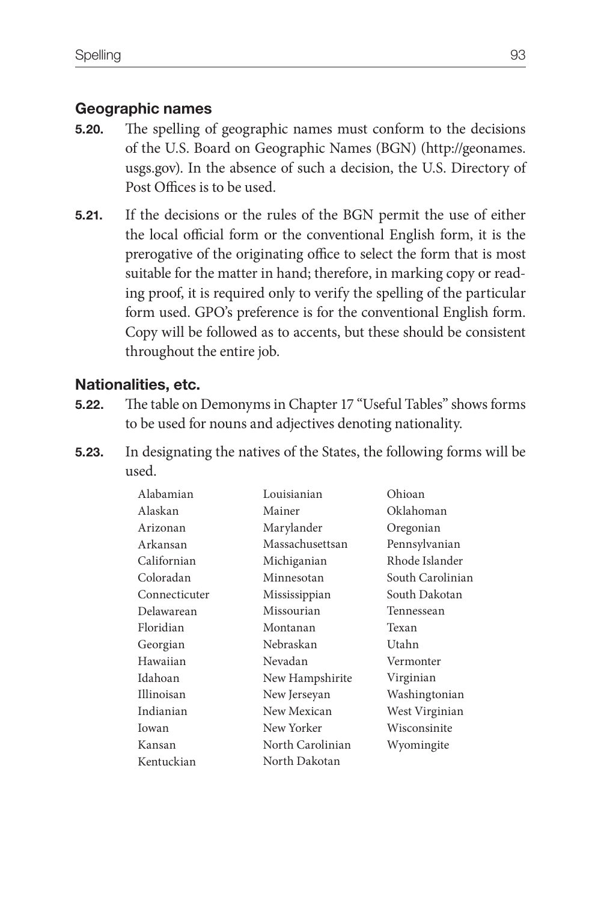## Geographic names

**5.20.** The spelling of geographic names must conform to the decisions of the U.S. Board on Geographic Names (BGN) (http://geonames.usgs.gov). In the absence of such a decision, the U.S. Directory of Post Offices is to be used.

**5.21.** If the decisions or the rules of the BGN permit the use of either the local official form or the conventional English form, it is the prerogative of the originating office to select the form that is most suitable for the matter in hand; therefore, in marking copy or reading proof, it is required only to verify the spelling of the particular form used. GPO's preference is for the conventional English form. Copy will be followed as to accents, but these should be consistent throughout the entire job.

## Nationalities, etc.

**5.22.** The table on Demonyms in Chapter 17 "Useful Tables" shows forms to be used for nouns and adjectives denoting nationality.

**5.23.** In designating the natives of the States, the following forms will be used.

Alabamian
Alaskan
Arizonan
Arkansan
Californian
Coloradan
Connecticuter
Delawarean
Floridian
Georgian
Hawaiian
Idahoan
Illinoisan
Indianian
Iowan
Kansan
Kentuckian
Louisianian
Mainer
Marylander
Massachusettsan
Michiganian
Minnesotan
Mississippian
Missourian
Montanan
Nebraskan
Nevadan
New Hampshirite
New Jerseyan
New Mexican
New Yorker
North Carolinian
North Dakotan
Ohioan
Oklahoman
Oregonian
Pennsylvanian
Rhode Islander
South Carolinian
South Dakotan
Tennessean
Texan
Utahn
Vermonter
Virginian
Washingtonian
West Virginian
Wisconsinite
Wyomingite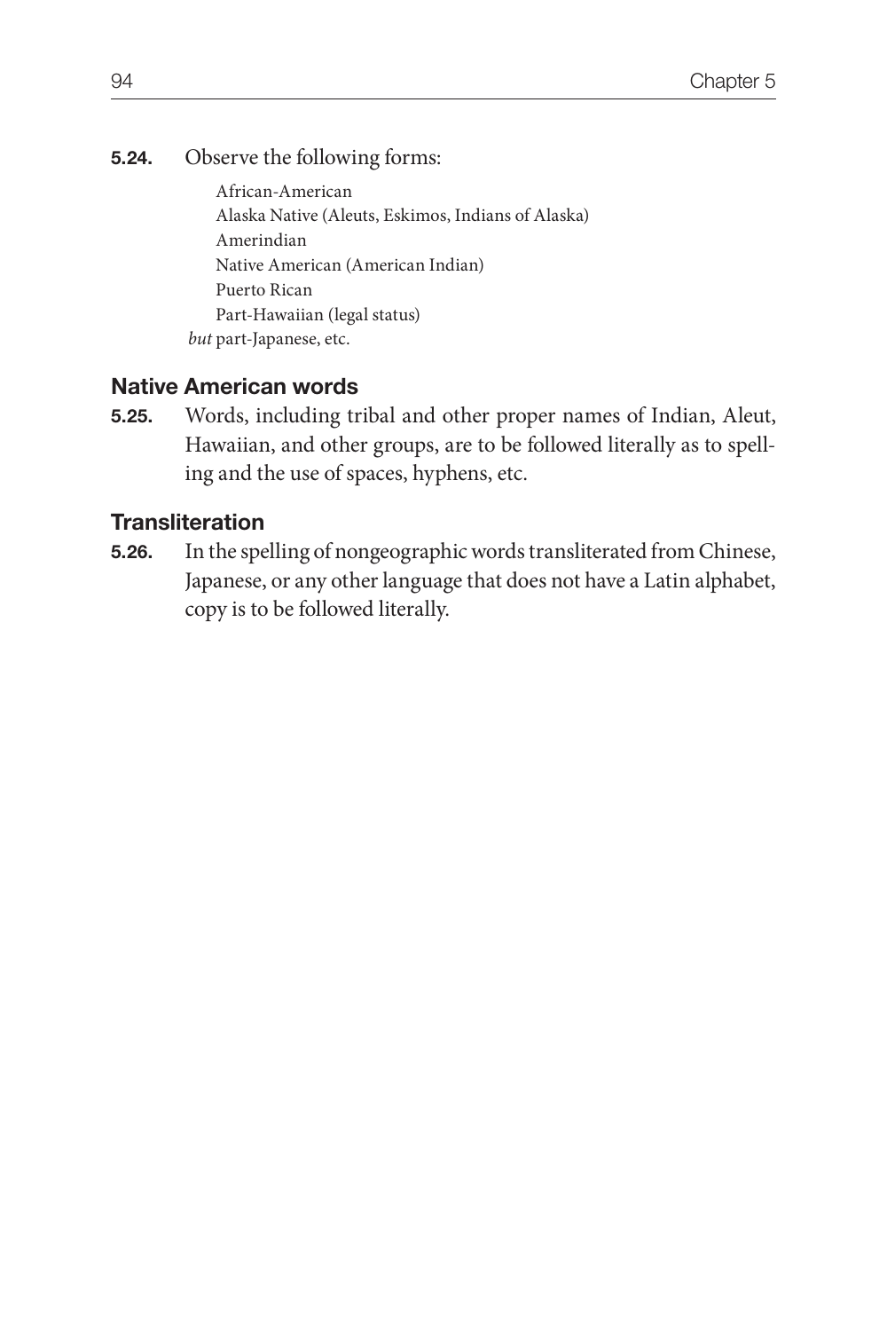**5.24.** Observe the following forms:

African-American
Alaska Native (Aleuts, Eskimos, Indians of Alaska)
Amerindian
Native American (American Indian)
Puerto Rican
Part-Hawaiian (legal status)
*but* part-Japanese, etc.

## Native American words

**5.25.** Words, including tribal and other proper names of Indian, Aleut, Hawaiian, and other groups, are to be followed literally as to spelling and the use of spaces, hyphens, etc.

## Transliteration

**5.26.** In the spelling of nongeographic words transliterated from Chinese, Japanese, or any other language that does not have a Latin alphabet, copy is to be followed literally.